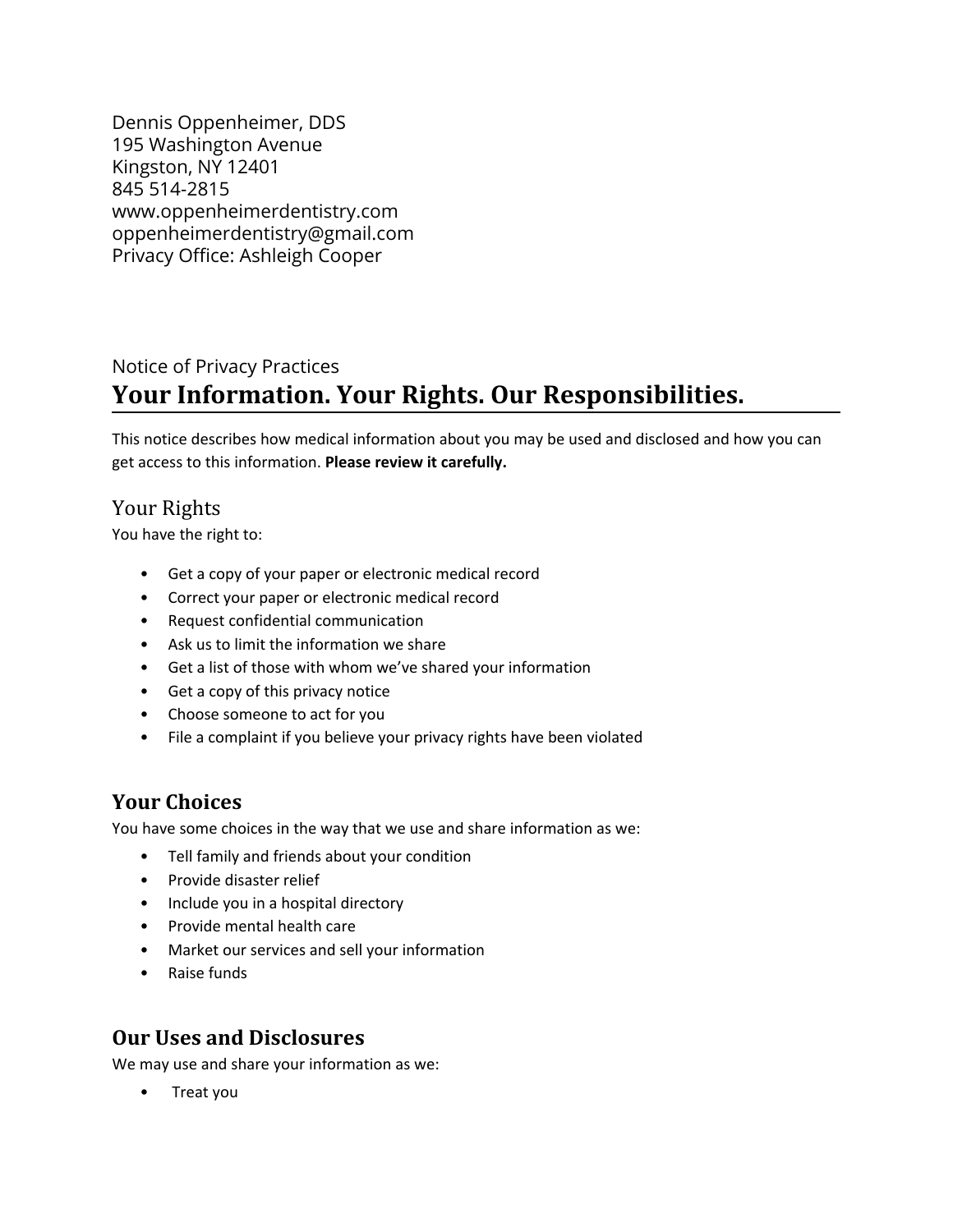Dennis Oppenheimer, DDS
195 Washington Avenue
Kingston, NY 12401
845 514-2815
www.oppenheimerdentistry.com
oppenheimerdentistry@gmail.com
Privacy Office: Ashleigh Cooper

Notice of Privacy Practices

# Your Information. Your Rights. Our Responsibilities.

This notice describes how medical information about you may be used and disclosed and how you can get access to this information. **Please review it carefully.**

## Your Rights

You have the right to:

- Get a copy of your paper or electronic medical record
- Correct your paper or electronic medical record
- Request confidential communication
- Ask us to limit the information we share
- Get a list of those with whom we've shared your information
- Get a copy of this privacy notice
- Choose someone to act for you
- File a complaint if you believe your privacy rights have been violated

## Your Choices

You have some choices in the way that we use and share information as we:

- Tell family and friends about your condition
- Provide disaster relief
- Include you in a hospital directory
- Provide mental health care
- Market our services and sell your information
- Raise funds

## Our Uses and Disclosures

We may use and share your information as we:

- Treat you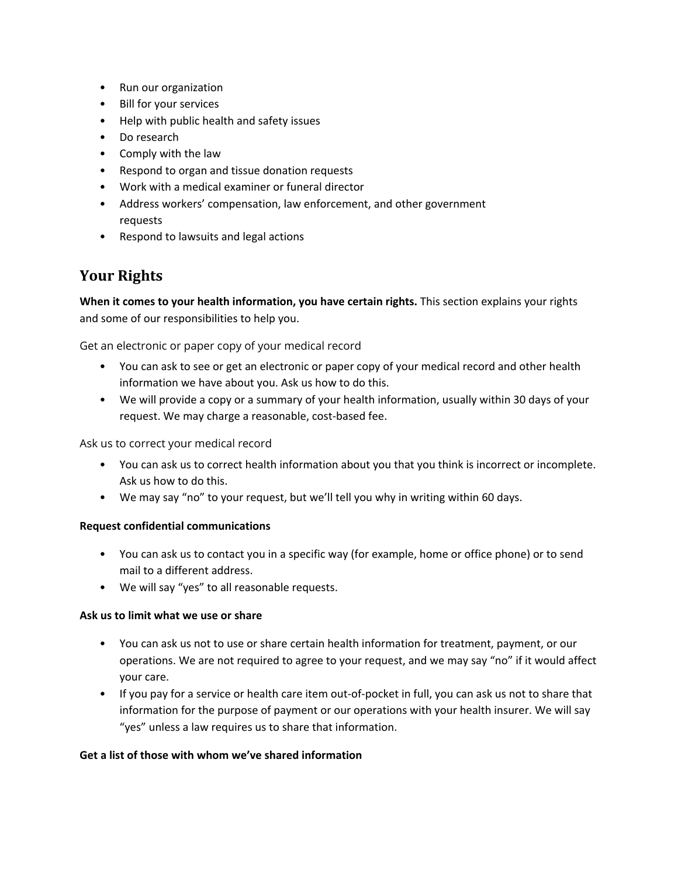- Run our organization
- Bill for your services
- Help with public health and safety issues
- Do research
- Comply with the law
- Respond to organ and tissue donation requests
- Work with a medical examiner or funeral director
- Address workers' compensation, law enforcement, and other government requests
- Respond to lawsuits and legal actions

## Your Rights

**When it comes to your health information, you have certain rights.** This section explains your rights and some of our responsibilities to help you.

Get an electronic or paper copy of your medical record

- You can ask to see or get an electronic or paper copy of your medical record and other health information we have about you. Ask us how to do this.
- We will provide a copy or a summary of your health information, usually within 30 days of your request. We may charge a reasonable, cost-based fee.

Ask us to correct your medical record

- You can ask us to correct health information about you that you think is incorrect or incomplete. Ask us how to do this.
- We may say "no" to your request, but we'll tell you why in writing within 60 days.

**Request confidential communications**

- You can ask us to contact you in a specific way (for example, home or office phone) or to send mail to a different address.
- We will say "yes" to all reasonable requests.

**Ask us to limit what we use or share**

- You can ask us not to use or share certain health information for treatment, payment, or our operations. We are not required to agree to your request, and we may say "no" if it would affect your care.
- If you pay for a service or health care item out-of-pocket in full, you can ask us not to share that information for the purpose of payment or our operations with your health insurer. We will say "yes" unless a law requires us to share that information.

**Get a list of those with whom we've shared information**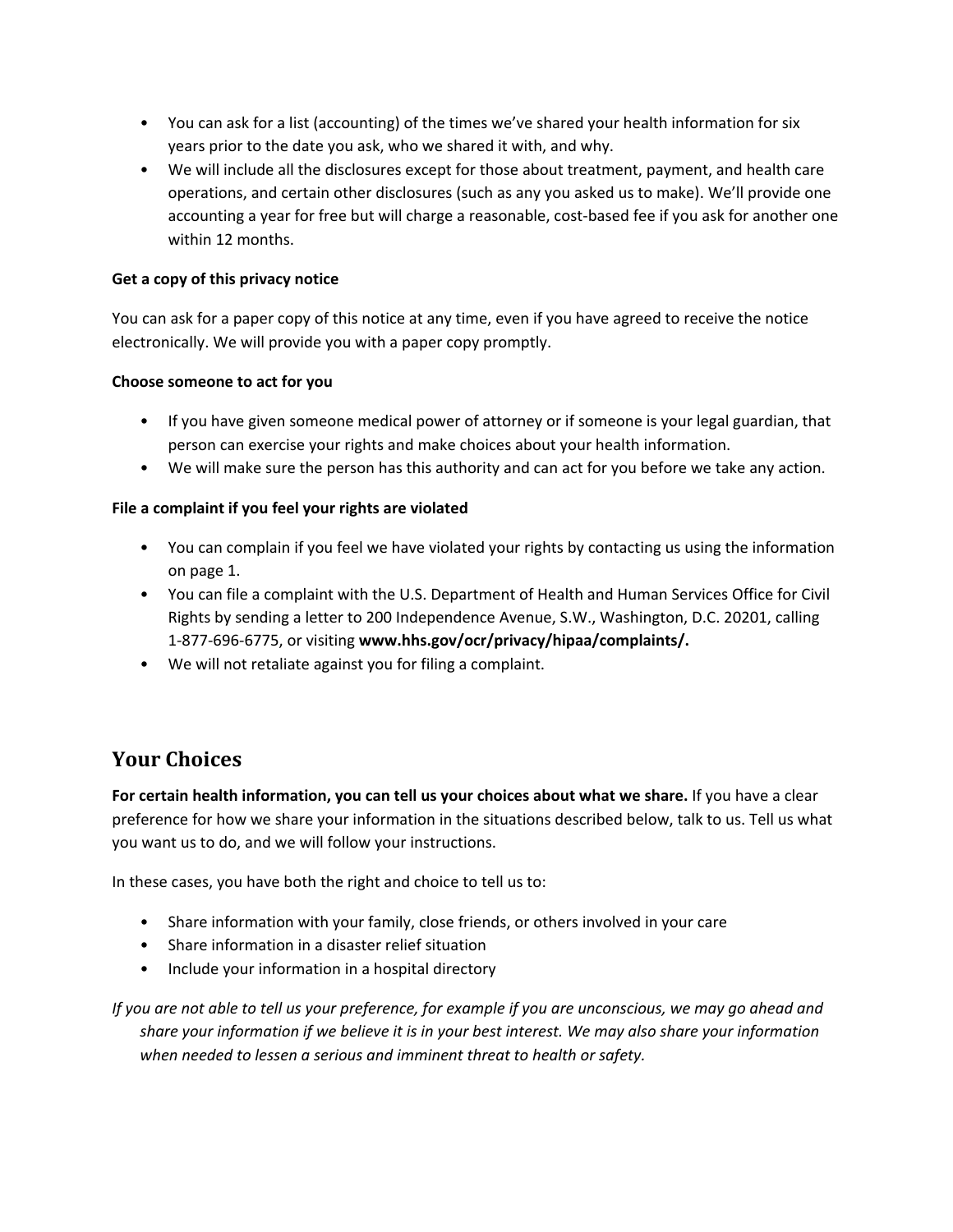- You can ask for a list (accounting) of the times we've shared your health information for six years prior to the date you ask, who we shared it with, and why.
- We will include all the disclosures except for those about treatment, payment, and health care operations, and certain other disclosures (such as any you asked us to make). We'll provide one accounting a year for free but will charge a reasonable, cost-based fee if you ask for another one within 12 months.

**Get a copy of this privacy notice**

You can ask for a paper copy of this notice at any time, even if you have agreed to receive the notice electronically. We will provide you with a paper copy promptly.

**Choose someone to act for you**

- If you have given someone medical power of attorney or if someone is your legal guardian, that person can exercise your rights and make choices about your health information.
- We will make sure the person has this authority and can act for you before we take any action.

**File a complaint if you feel your rights are violated**

- You can complain if you feel we have violated your rights by contacting us using the information on page 1.
- You can file a complaint with the U.S. Department of Health and Human Services Office for Civil Rights by sending a letter to 200 Independence Avenue, S.W., Washington, D.C. 20201, calling 1-877-696-6775, or visiting **www.hhs.gov/ocr/privacy/hipaa/complaints/.**
- We will not retaliate against you for filing a complaint.

## Your Choices

**For certain health information, you can tell us your choices about what we share.** If you have a clear preference for how we share your information in the situations described below, talk to us. Tell us what you want us to do, and we will follow your instructions.

In these cases, you have both the right and choice to tell us to:

- Share information with your family, close friends, or others involved in your care
- Share information in a disaster relief situation
- Include your information in a hospital directory

*If you are not able to tell us your preference, for example if you are unconscious, we may go ahead and share your information if we believe it is in your best interest. We may also share your information when needed to lessen a serious and imminent threat to health or safety.*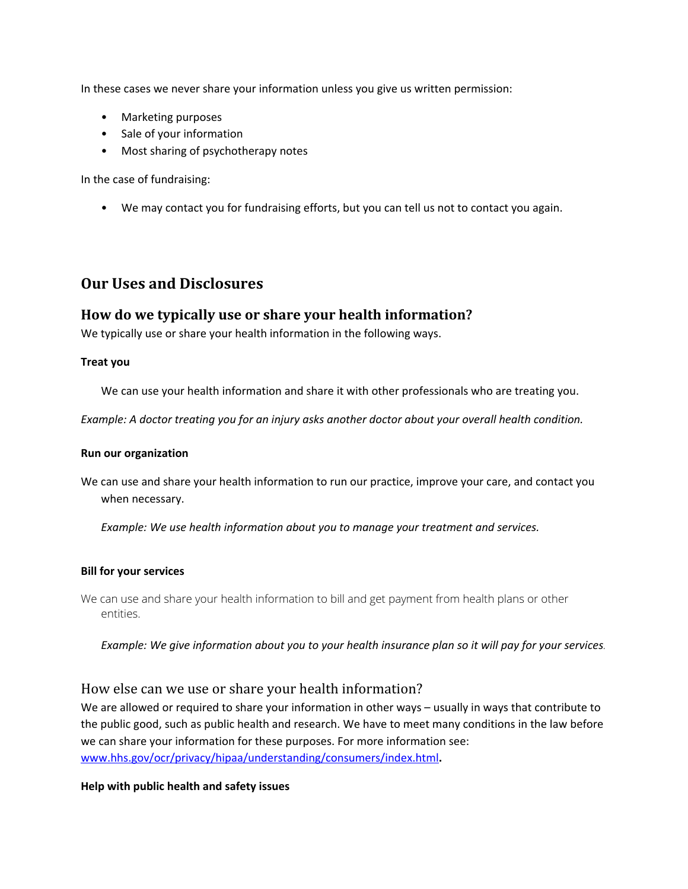In these cases we never share your information unless you give us written permission:

- Marketing purposes
- Sale of your information
- Most sharing of psychotherapy notes

In the case of fundraising:

- We may contact you for fundraising efforts, but you can tell us not to contact you again.

## Our Uses and Disclosures

### How do we typically use or share your health information?

We typically use or share your health information in the following ways.

**Treat you**

We can use your health information and share it with other professionals who are treating you.

*Example: A doctor treating you for an injury asks another doctor about your overall health condition.*

**Run our organization**

We can use and share your health information to run our practice, improve your care, and contact you when necessary.

*Example: We use health information about you to manage your treatment and services.*

**Bill for your services**

We can use and share your health information to bill and get payment from health plans or other entities.

*Example: We give information about you to your health insurance plan so it will pay for your services.*

### How else can we use or share your health information?

We are allowed or required to share your information in other ways – usually in ways that contribute to the public good, such as public health and research. We have to meet many conditions in the law before we can share your information for these purposes. For more information see: www.hhs.gov/ocr/privacy/hipaa/understanding/consumers/index.html**.**

**Help with public health and safety issues**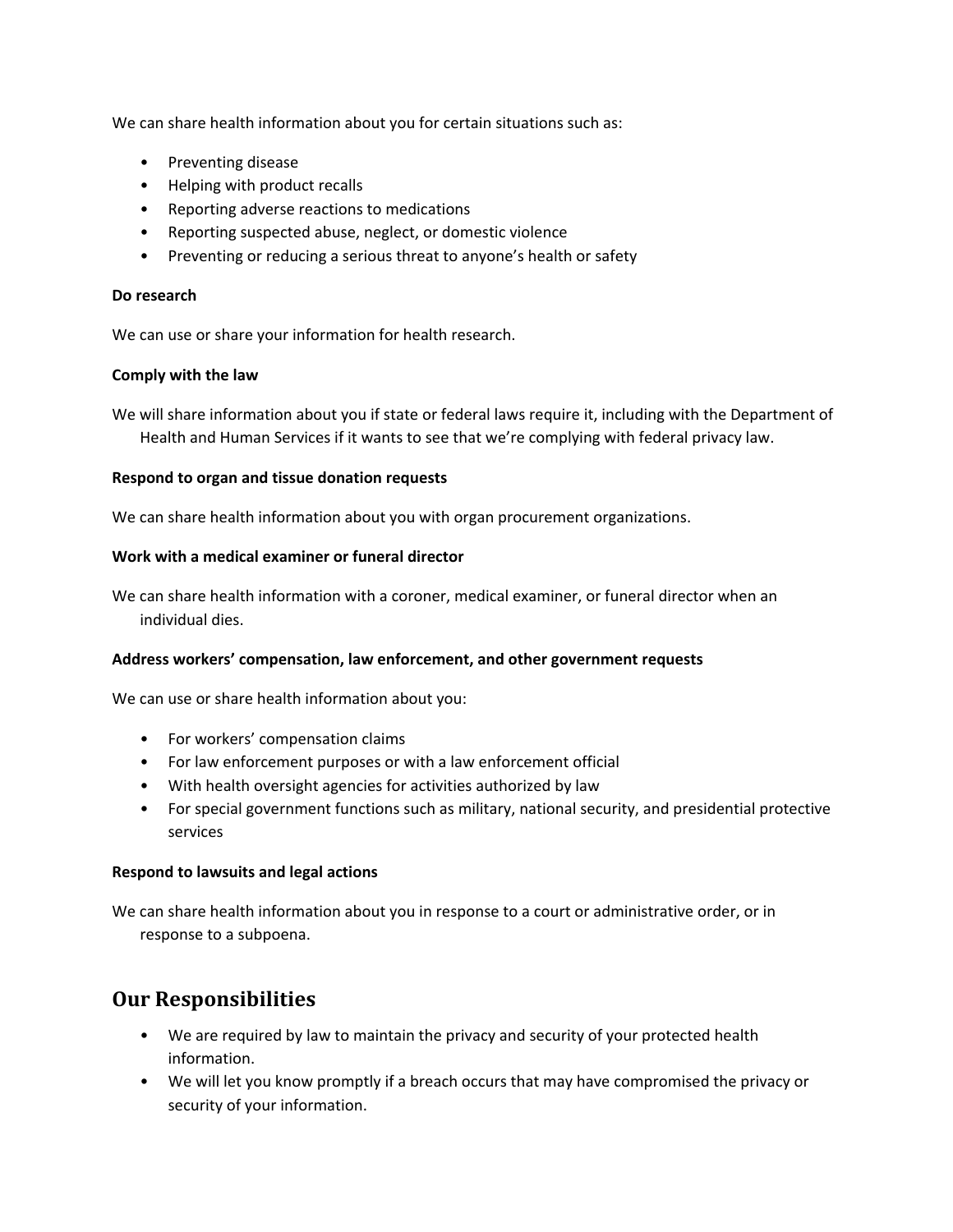We can share health information about you for certain situations such as:

- Preventing disease
- Helping with product recalls
- Reporting adverse reactions to medications
- Reporting suspected abuse, neglect, or domestic violence
- Preventing or reducing a serious threat to anyone's health or safety

**Do research**

We can use or share your information for health research.

**Comply with the law**

We will share information about you if state or federal laws require it, including with the Department of Health and Human Services if it wants to see that we're complying with federal privacy law.

**Respond to organ and tissue donation requests**

We can share health information about you with organ procurement organizations.

**Work with a medical examiner or funeral director**

We can share health information with a coroner, medical examiner, or funeral director when an individual dies.

**Address workers' compensation, law enforcement, and other government requests**

We can use or share health information about you:

- For workers' compensation claims
- For law enforcement purposes or with a law enforcement official
- With health oversight agencies for activities authorized by law
- For special government functions such as military, national security, and presidential protective services

**Respond to lawsuits and legal actions**

We can share health information about you in response to a court or administrative order, or in response to a subpoena.

## Our Responsibilities

- We are required by law to maintain the privacy and security of your protected health information.
- We will let you know promptly if a breach occurs that may have compromised the privacy or security of your information.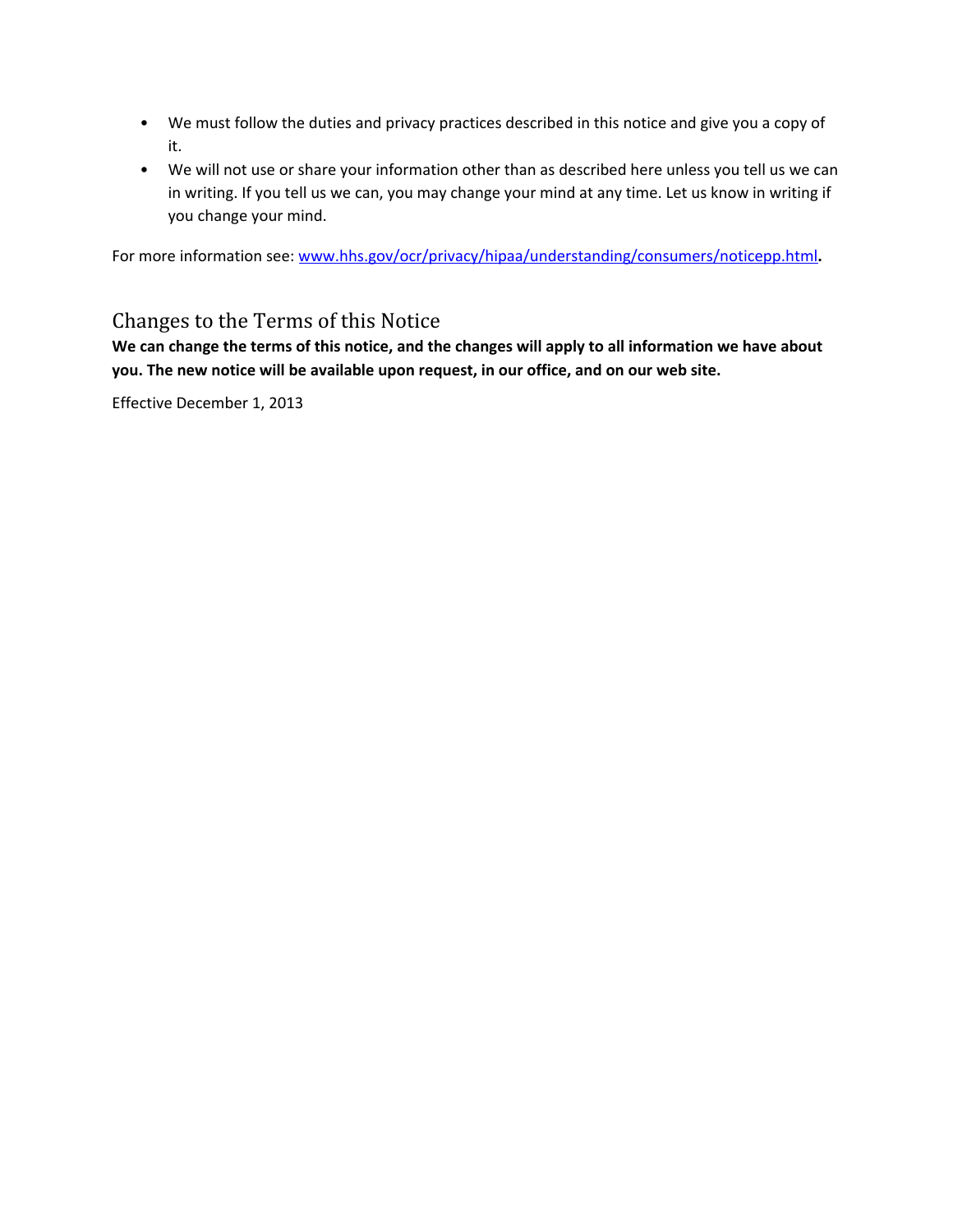- We must follow the duties and privacy practices described in this notice and give you a copy of it.
- We will not use or share your information other than as described here unless you tell us we can in writing. If you tell us we can, you may change your mind at any time. Let us know in writing if you change your mind.

For more information see: [www.hhs.gov/ocr/privacy/hipaa/understanding/consumers/noticepp.html](http://www.hhs.gov/ocr/privacy/hipaa/understanding/consumers/noticepp.html).

## Changes to the Terms of this Notice

**We can change the terms of this notice, and the changes will apply to all information we have about you. The new notice will be available upon request, in our office, and on our web site.**

Effective December 1, 2013